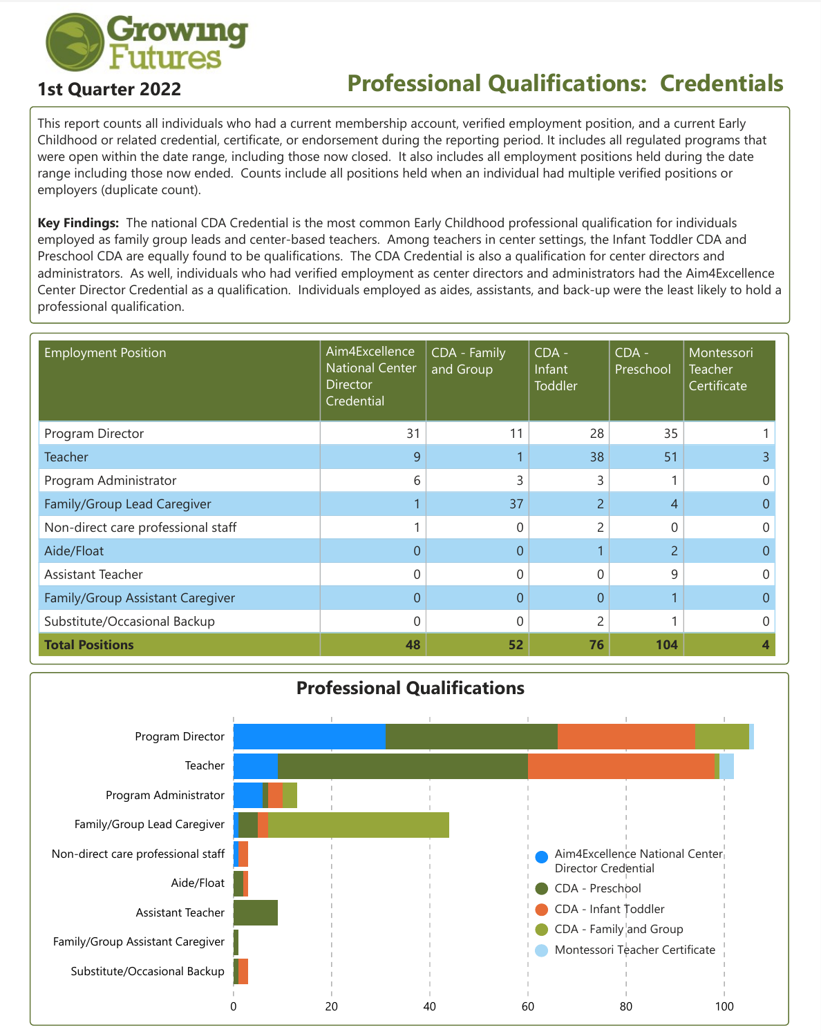Growing Futures

**1st Quarter 2022**

# Professional Qualifications: Credentials

This report counts all individuals who had a current membership account, verified employment position, and a current Early Childhood or related credential, certificate, or endorsement during the reporting period. It includes all regulated programs that were open within the date range, including those now closed. It also includes all employment positions held during the date range including those now ended. Counts include all positions held when an individual had multiple verified positions or employers (duplicate count).

**Key Findings:** The national CDA Credential is the most common Early Childhood professional qualification for individuals employed as family group leads and center-based teachers. Among teachers in center settings, the Infant Toddler CDA and Preschool CDA are equally found to be qualifications. The CDA Credential is also a qualification for center directors and administrators. As well, individuals who had verified employment as center directors and administrators had the Aim4Excellence Center Director Credential as a qualification. Individuals employed as aides, assistants, and back-up were the least likely to hold a professional qualification.

| Employment Position | Aim4Excellence National Center Director Credential | CDA - Family and Group | CDA - Infant Toddler | CDA - Preschool | Montessori Teacher Certificate |
|---|---|---|---|---|---|
| Program Director | 31 | 11 | 28 | 35 | 1 |
| Teacher | 9 | 1 | 38 | 51 | 3 |
| Program Administrator | 6 | 3 | 3 | 1 | 0 |
| Family/Group Lead Caregiver | 1 | 37 | 2 | 4 | 0 |
| Non-direct care professional staff | 1 | 0 | 2 | 0 | 0 |
| Aide/Float | 0 | 0 | 1 | 2 | 0 |
| Assistant Teacher | 0 | 0 | 0 | 9 | 0 |
| Family/Group Assistant Caregiver | 0 | 0 | 0 | 1 | 0 |
| Substitute/Occasional Backup | 0 | 0 | 2 | 1 | 0 |
| **Total Positions** | **48** | **52** | **76** | **104** | **4** |

## Professional Qualifications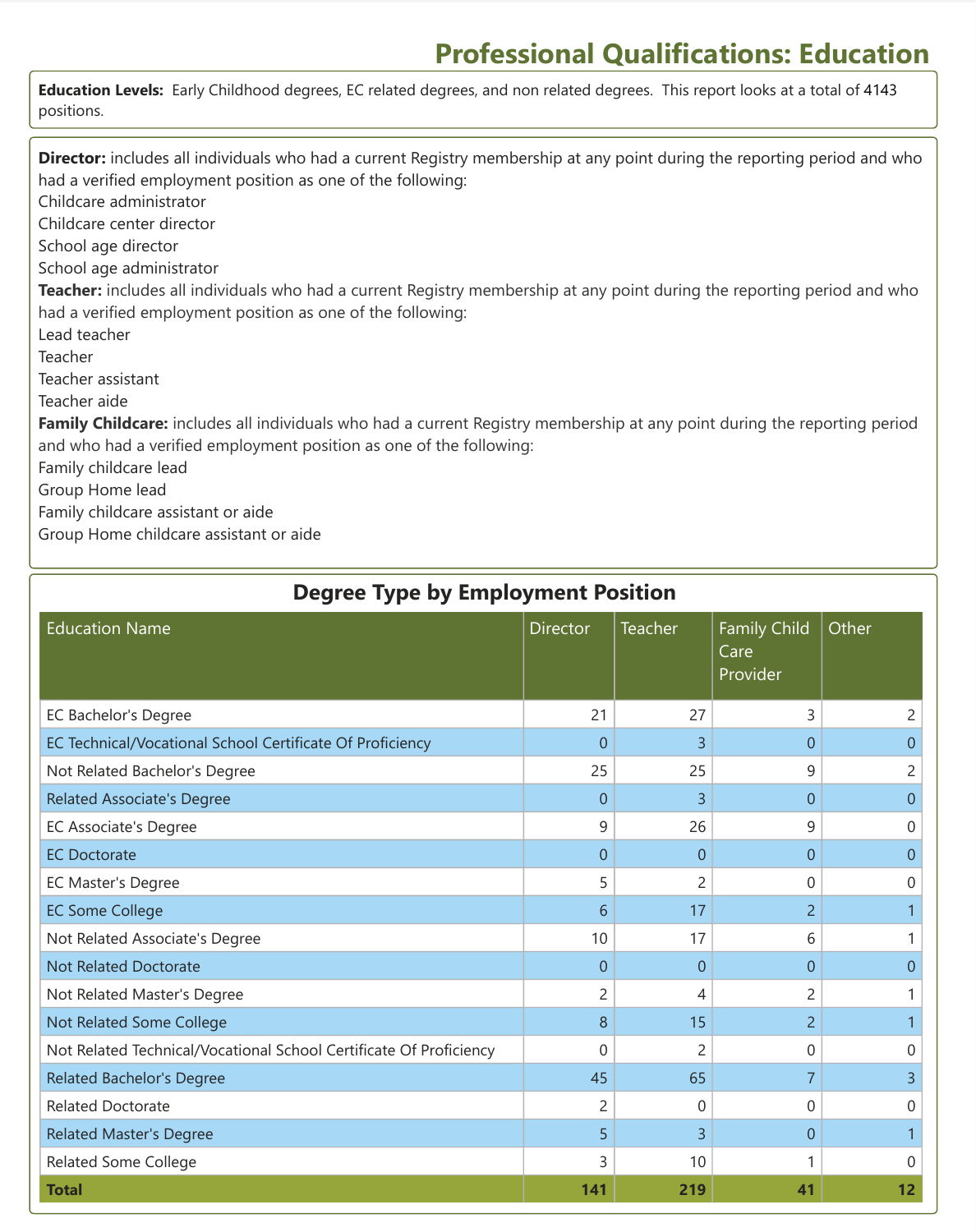# Professional Qualifications: Education

**Education Levels:** Early Childhood degrees, EC related degrees, and non related degrees. This report looks at a total of 4143 positions.

**Director:** includes all individuals who had a current Registry membership at any point during the reporting period and who had a verified employment position as one of the following:
Childcare administrator
Childcare center director
School age director
School age administrator

**Teacher:** includes all individuals who had a current Registry membership at any point during the reporting period and who had a verified employment position as one of the following:
Lead teacher
Teacher
Teacher assistant
Teacher aide

**Family Childcare:** includes all individuals who had a current Registry membership at any point during the reporting period and who had a verified employment position as one of the following:
Family childcare lead
Group Home lead
Family childcare assistant or aide
Group Home childcare assistant or aide

## Degree Type by Employment Position

| Education Name | Director | Teacher | Family Child Care Provider | Other |
|---|---|---|---|---|
| EC Bachelor's Degree | 21 | 27 | 3 | 2 |
| EC Technical/Vocational School Certificate Of Proficiency | 0 | 3 | 0 | 0 |
| Not Related Bachelor's Degree | 25 | 25 | 9 | 2 |
| Related Associate's Degree | 0 | 3 | 0 | 0 |
| EC Associate's Degree | 9 | 26 | 9 | 0 |
| EC Doctorate | 0 | 0 | 0 | 0 |
| EC Master's Degree | 5 | 2 | 0 | 0 |
| EC Some College | 6 | 17 | 2 | 1 |
| Not Related Associate's Degree | 10 | 17 | 6 | 1 |
| Not Related Doctorate | 0 | 0 | 0 | 0 |
| Not Related Master's Degree | 2 | 4 | 2 | 1 |
| Not Related Some College | 8 | 15 | 2 | 1 |
| Not Related Technical/Vocational School Certificate Of Proficiency | 0 | 2 | 0 | 0 |
| Related Bachelor's Degree | 45 | 65 | 7 | 3 |
| Related Doctorate | 2 | 0 | 0 | 0 |
| Related Master's Degree | 5 | 3 | 0 | 1 |
| Related Some College | 3 | 10 | 1 | 0 |
| **Total** | **141** | **219** | **41** | **12** |